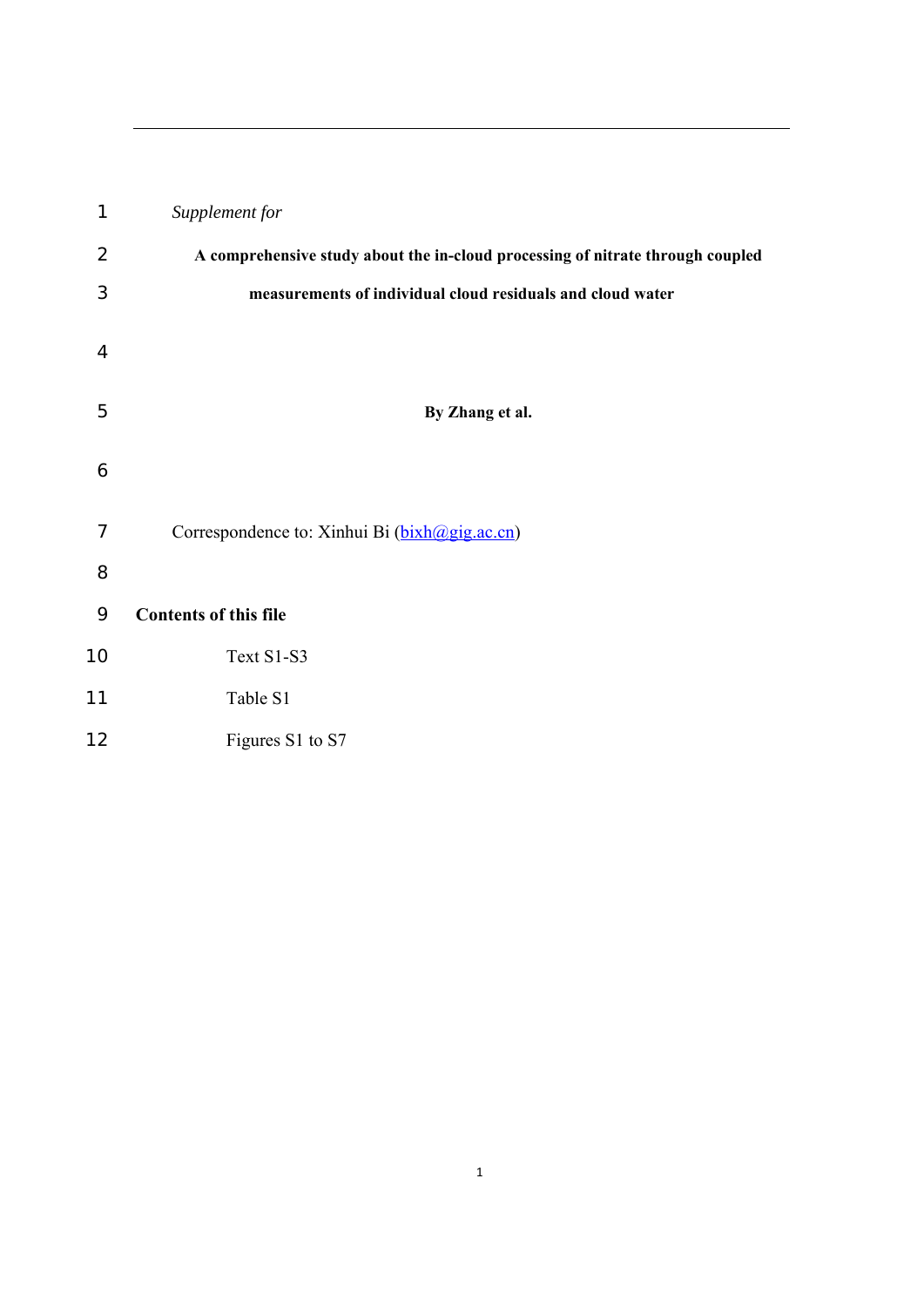*Supplement for*

# A comprehensive study about the in-cloud processing of nitrate through coupled measurements of individual cloud residuals and cloud water

**By Zhang et al.**

Correspondence to: Xinhui Bi (bixh@gig.ac.cn)

**Contents of this file**

Text S1-S3

Table S1

Figures S1 to S7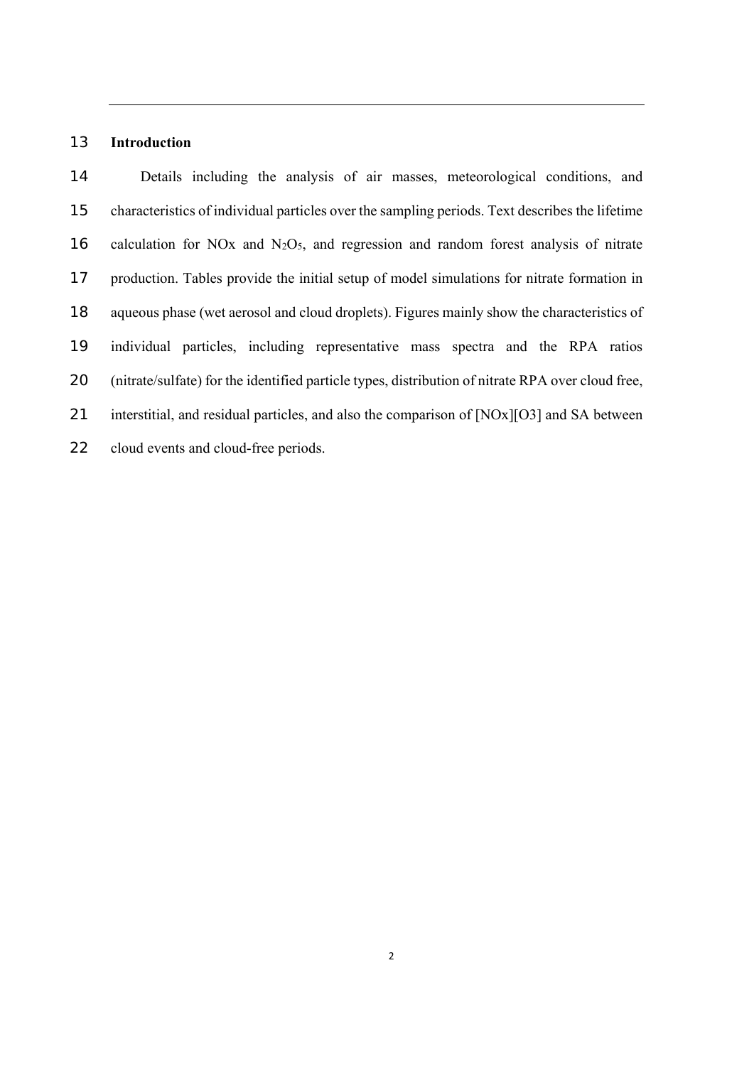## Introduction

Details including the analysis of air masses, meteorological conditions, and characteristics of individual particles over the sampling periods. Text describes the lifetime calculation for NOx and $N_2O_5$, and regression and random forest analysis of nitrate production. Tables provide the initial setup of model simulations for nitrate formation in aqueous phase (wet aerosol and cloud droplets). Figures mainly show the characteristics of individual particles, including representative mass spectra and the RPA ratios (nitrate/sulfate) for the identified particle types, distribution of nitrate RPA over cloud free, interstitial, and residual particles, and also the comparison of [NOx][O3] and SA between cloud events and cloud-free periods.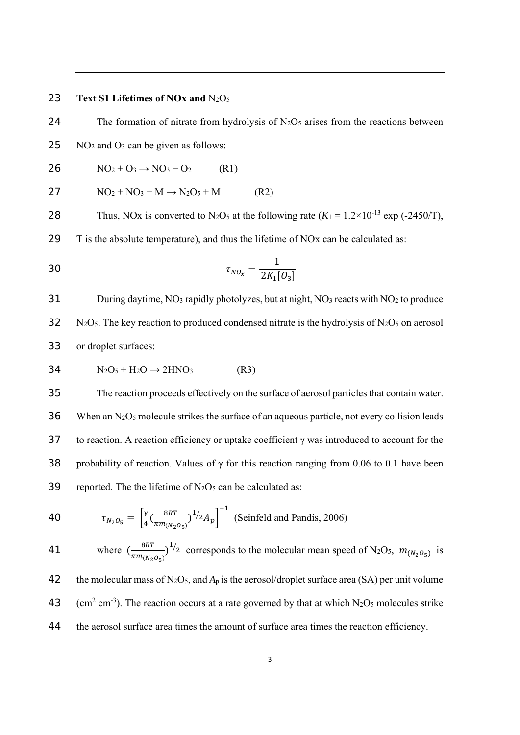## Text S1 Lifetimes of NOx and $N_2O_5$

The formation of nitrate from hydrolysis of $N_2O_5$ arises from the reactions between $NO_2$ and $O_3$ can be given as follows:

$NO_2 + O_3 \rightarrow NO_3 + O_2$ (R1)

$NO_2 + NO_3 + M \rightarrow N_2O_5 + M$ (R2)

Thus, NOx is converted to $N_2O_5$ at the following rate ($K_1 = 1.2\times10^{-13} \exp(-2450/T)$, T is the absolute temperature), and thus the lifetime of NOx can be calculated as:

$$\tau_{NO_x} = \frac{1}{2K_1[O_3]}$$

During daytime, $NO_3$ rapidly photolyzes, but at night, $NO_3$ reacts with $NO_2$ to produce $N_2O_5$. The key reaction to produced condensed nitrate is the hydrolysis of $N_2O_5$ on aerosol or droplet surfaces:

$N_2O_5 + H_2O \rightarrow 2HNO_3$ (R3)

The reaction proceeds effectively on the surface of aerosol particles that contain water. When an $N_2O_5$ molecule strikes the surface of an aqueous particle, not every collision leads to reaction. A reaction efficiency or uptake coefficient γ was introduced to account for the probability of reaction. Values of γ for this reaction ranging from 0.06 to 0.1 have been reported. The the lifetime of $N_2O_5$ can be calculated as:

$$\tau_{N_2O_5} = \left[\frac{\gamma}{4}\left(\frac{8RT}{\pi m_{(N_2O_5)}}\right)^{1/2} A_p\right]^{-1} \text{ (Seinfeld and Pandis, 2006)}$$

where $\left(\frac{8RT}{\pi m_{(N_2O_5)}}\right)^{1/2}$ corresponds to the molecular mean speed of $N_2O_5$, $m_{(N_2O_5)}$ is the molecular mass of $N_2O_5$, and $A_p$ is the aerosol/droplet surface area (SA) per unit volume ($cm^2\ cm^{-3}$). The reaction occurs at a rate governed by that at which $N_2O_5$ molecules strike the aerosol surface area times the amount of surface area times the reaction efficiency.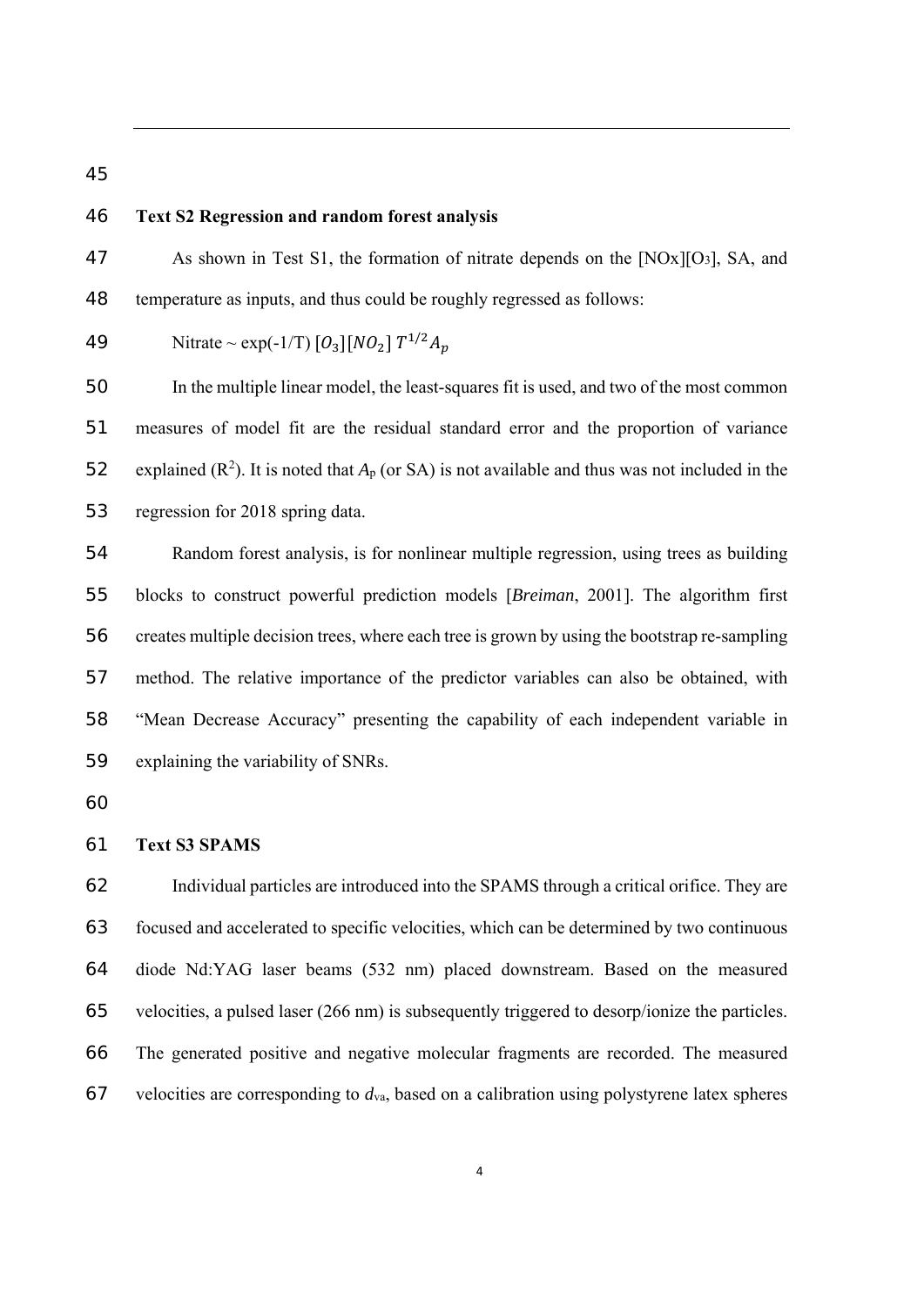## Text S2 Regression and random forest analysis

As shown in Test S1, the formation of nitrate depends on the $[NOx][O_3]$, SA, and temperature as inputs, and thus could be roughly regressed as follows:

$$\text{Nitrate} \sim \exp(-1/T)\,[O_3][NO_2]\,T^{1/2} A_p$$

In the multiple linear model, the least-squares fit is used, and two of the most common measures of model fit are the residual standard error and the proportion of variance explained ($R^2$). It is noted that $A_p$ (or SA) is not available and thus was not included in the regression for 2018 spring data.

Random forest analysis, is for nonlinear multiple regression, using trees as building blocks to construct powerful prediction models [*Breiman*, 2001]. The algorithm first creates multiple decision trees, where each tree is grown by using the bootstrap re-sampling method. The relative importance of the predictor variables can also be obtained, with "Mean Decrease Accuracy" presenting the capability of each independent variable in explaining the variability of SNRs.

## Text S3 SPAMS

Individual particles are introduced into the SPAMS through a critical orifice. They are focused and accelerated to specific velocities, which can be determined by two continuous diode Nd:YAG laser beams (532 nm) placed downstream. Based on the measured velocities, a pulsed laser (266 nm) is subsequently triggered to desorp/ionize the particles. The generated positive and negative molecular fragments are recorded. The measured velocities are corresponding to $d_{va}$, based on a calibration using polystyrene latex spheres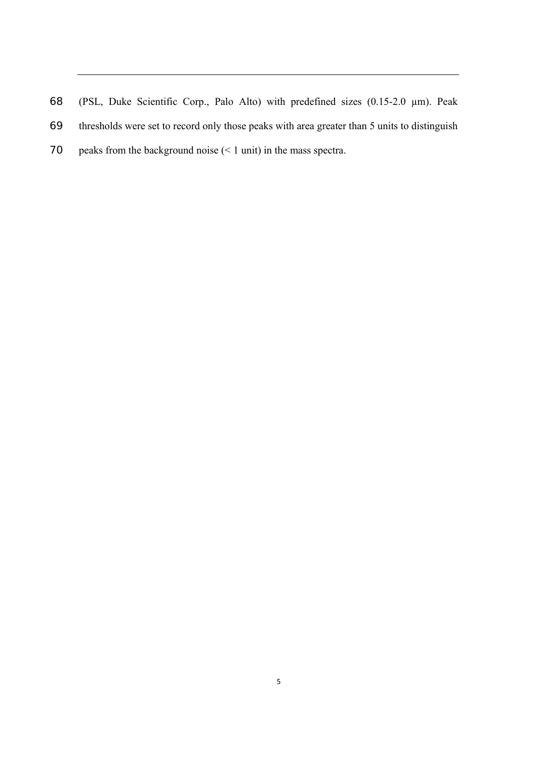(PSL, Duke Scientific Corp., Palo Alto) with predefined sizes (0.15-2.0 μm). Peak thresholds were set to record only those peaks with area greater than 5 units to distinguish peaks from the background noise (< 1 unit) in the mass spectra.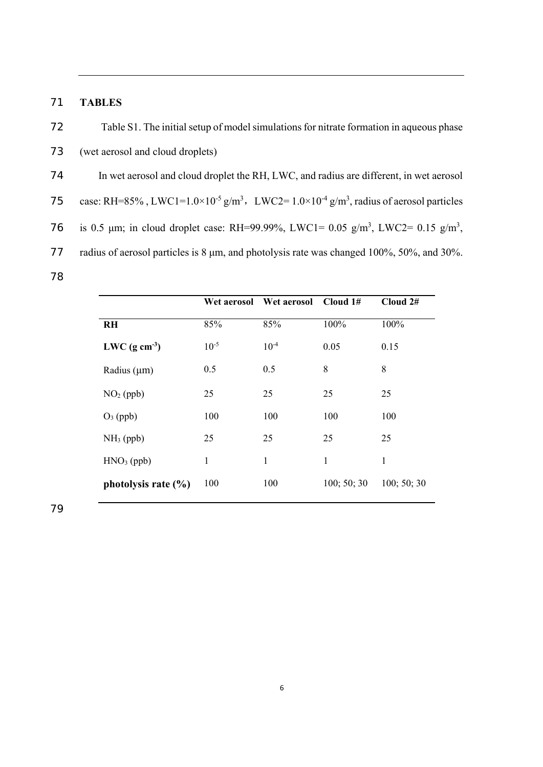## TABLES

Table S1. The initial setup of model simulations for nitrate formation in aqueous phase (wet aerosol and cloud droplets)

In wet aerosol and cloud droplet the RH, LWC, and radius are different, in wet aerosol case: RH=85% , LWC1=$1.0\times10^{-5}$ g/m$^3$， LWC2= $1.0\times10^{-4}$ g/m$^3$, radius of aerosol particles is 0.5 μm; in cloud droplet case: RH=99.99%, LWC1= 0.05 g/m$^3$, LWC2= 0.15 g/m$^3$, radius of aerosol particles is 8 μm, and photolysis rate was changed 100%, 50%, and 30%.

| | **Wet aerosol** | **Wet aerosol** | **Cloud 1#** | **Cloud 2#** |
|---|---|---|---|---|
| **RH** | 85% | 85% | 100% | 100% |
| **LWC (g cm$^{-3}$)** | $10^{-5}$ | $10^{-4}$ | 0.05 | 0.15 |
| Radius (μm) | 0.5 | 0.5 | 8 | 8 |
| $NO_2$ (ppb) | 25 | 25 | 25 | 25 |
| $O_3$ (ppb) | 100 | 100 | 100 | 100 |
| $NH_3$ (ppb) | 25 | 25 | 25 | 25 |
| $HNO_3$ (ppb) | 1 | 1 | 1 | 1 |
| **photolysis rate (%)** | 100 | 100 | 100; 50; 30 | 100; 50; 30 |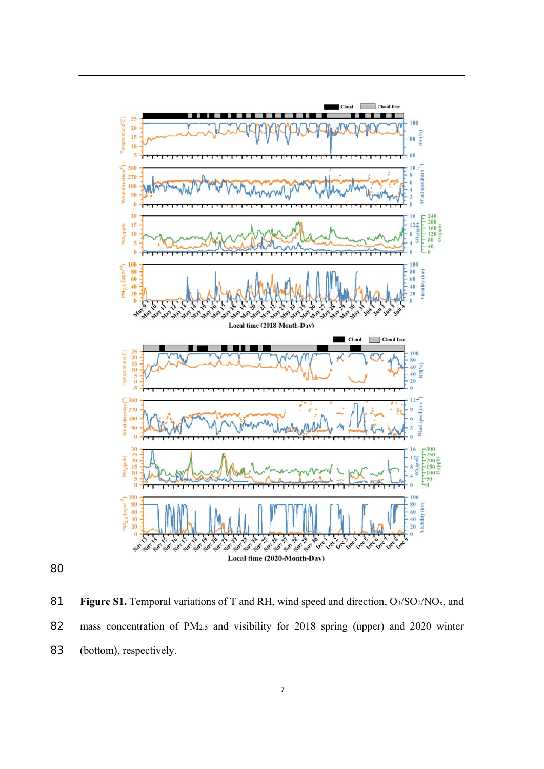**Figure S1.** Temporal variations of T and RH, wind speed and direction, $O_3$/$SO_2$/$NO_x$, and mass concentration of $PM_{2.5}$ and visibility for 2018 spring (upper) and 2020 winter (bottom), respectively.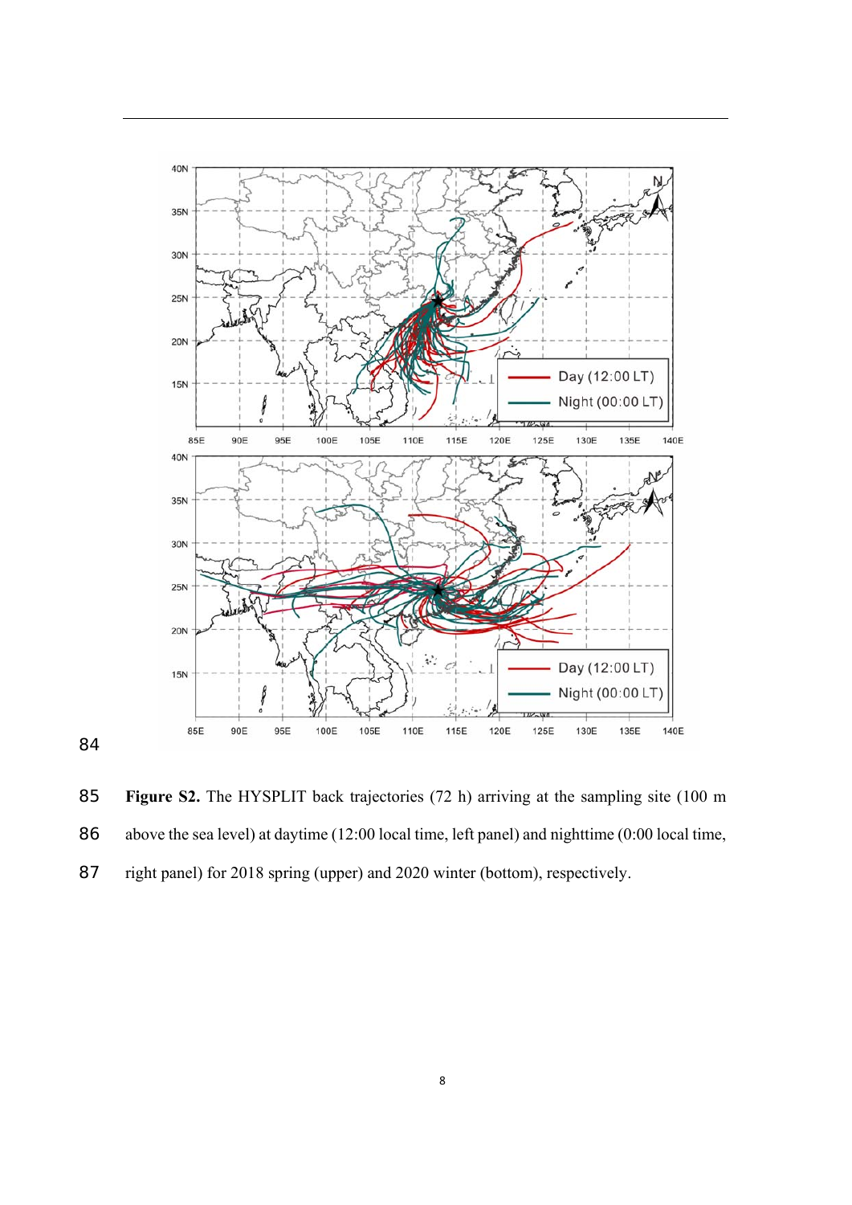**Figure S2.** The HYSPLIT back trajectories (72 h) arriving at the sampling site (100 m above the sea level) at daytime (12:00 local time, left panel) and nighttime (0:00 local time, right panel) for 2018 spring (upper) and 2020 winter (bottom), respectively.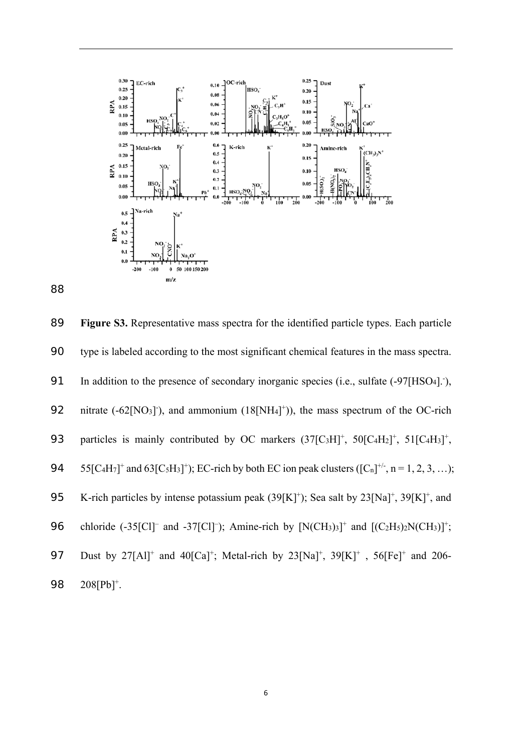**Figure S3.** Representative mass spectra for the identified particle types. Each particle type is labeled according to the most significant chemical features in the mass spectra. In addition to the presence of secondary inorganic species (i.e., sulfate (-97[$HSO_4$].$^-$), nitrate (-62[$NO_3$]$^-$), and ammonium (18[$NH_4$]$^+$)), the mass spectrum of the OC-rich particles is mainly contributed by OC markers (37[$C_3H$]$^+$, 50[$C_4H_2$]$^+$, 51[$C_4H_3$]$^+$, 55[$C_4H_7$]$^+$ and 63[$C_5H_3$]$^+$); EC-rich by both EC ion peak clusters ([$C_n$]$^{+/-}$, n = 1, 2, 3, …); K-rich particles by intense potassium peak (39[K]$^+$); Sea salt by 23[Na]$^+$, 39[K]$^+$, and chloride (-35[Cl]$^-$ and -37[Cl]$^-$); Amine-rich by [$N(CH_3)_3$]$^+$ and [$(C_2H_5)_2N(CH_3)$]$^+$; Dust by 27[Al]$^+$ and 40[Ca]$^+$; Metal-rich by 23[Na]$^+$, 39[K]$^+$ , 56[Fe]$^+$ and 206-208[Pb]$^+$.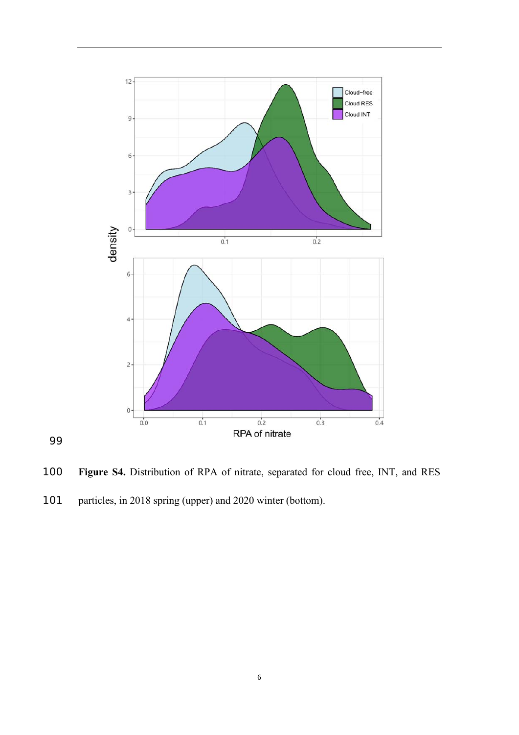Figure S4. Distribution of RPA of nitrate, separated for cloud free, INT, and RES particles, in 2018 spring (upper) and 2020 winter (bottom).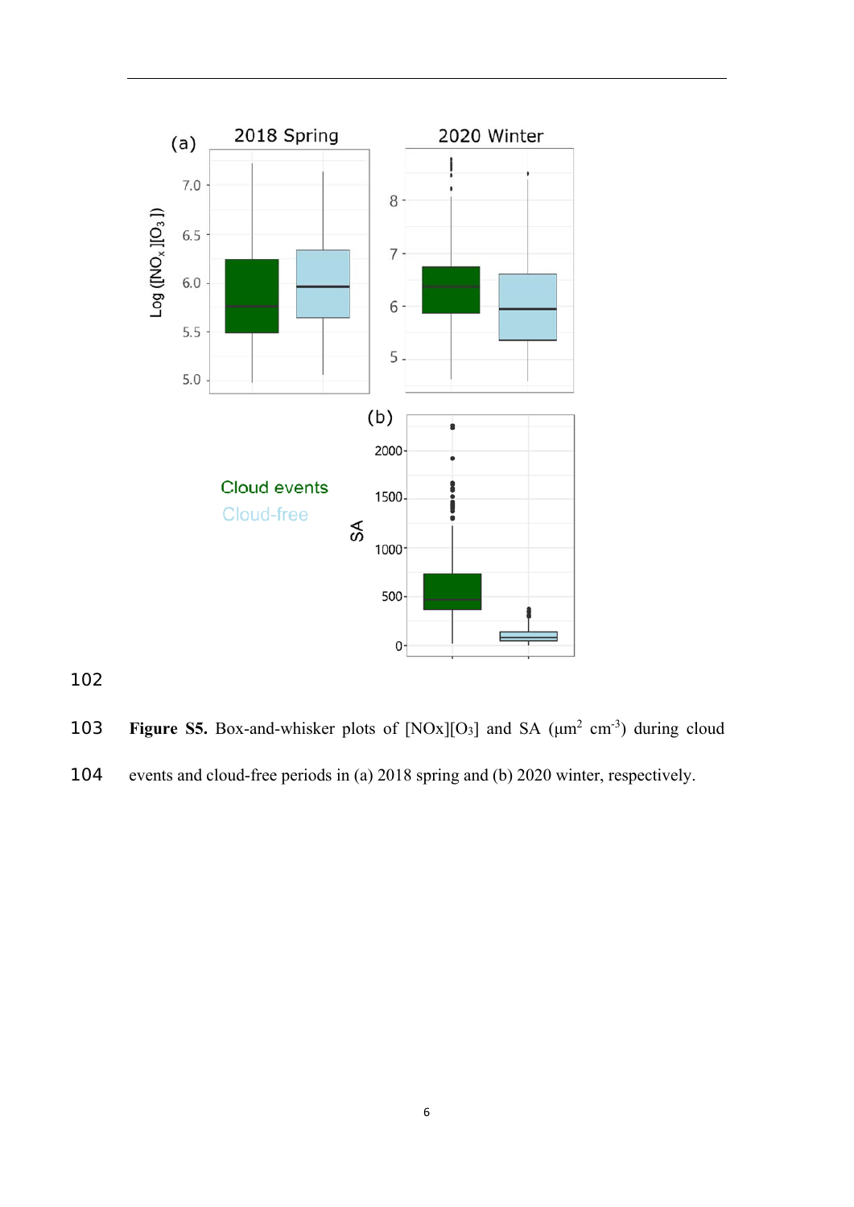**Figure S5.** Box-and-whisker plots of [NOx][$O_3$] and SA ($\mu m^2$ $cm^{-3}$) during cloud events and cloud-free periods in (a) 2018 spring and (b) 2020 winter, respectively.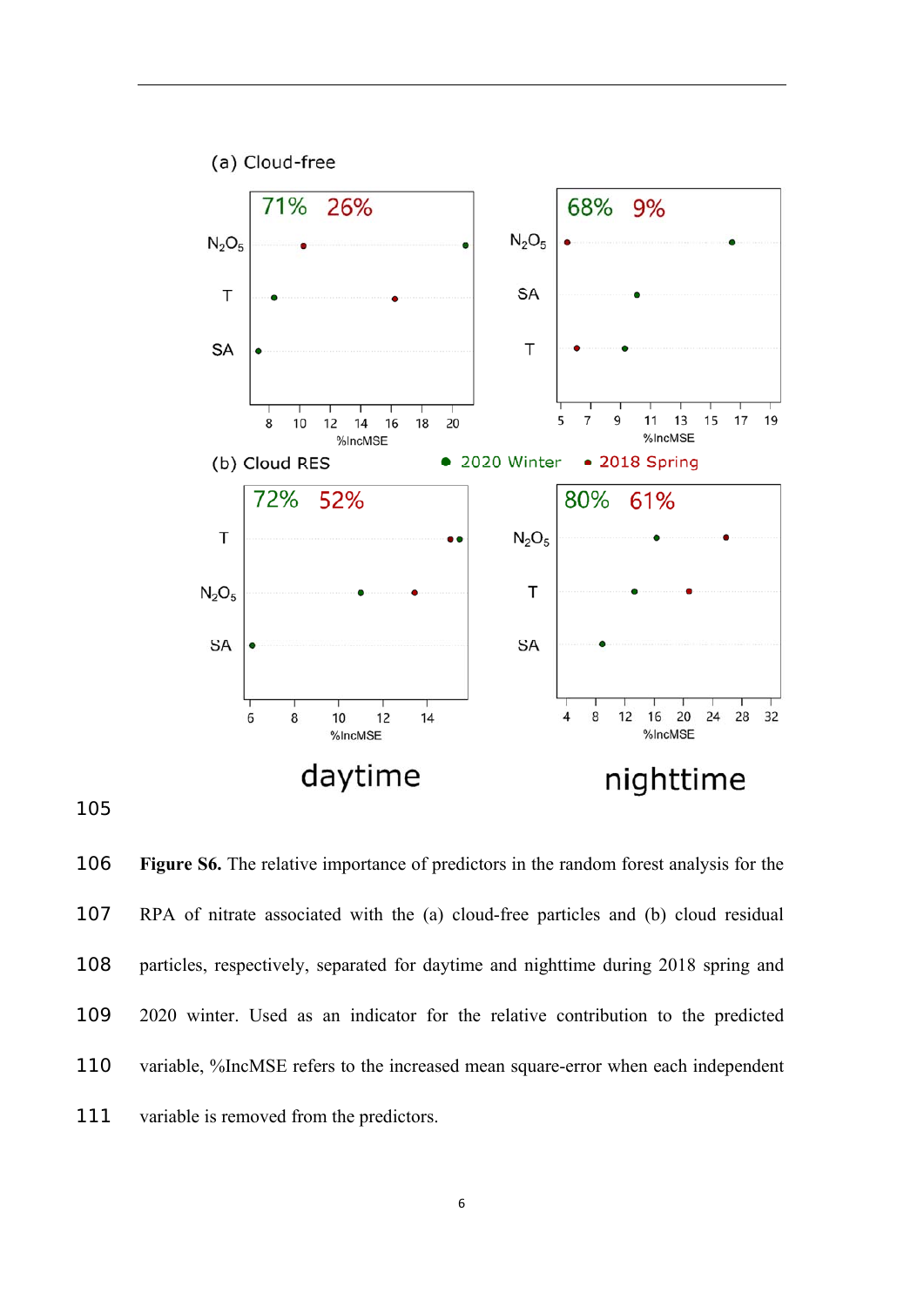Figure S6. The relative importance of predictors in the random forest analysis for the RPA of nitrate associated with the (a) cloud-free particles and (b) cloud residual particles, respectively, separated for daytime and nighttime during 2018 spring and 2020 winter. Used as an indicator for the relative contribution to the predicted variable, %IncMSE refers to the increased mean square-error when each independent variable is removed from the predictors.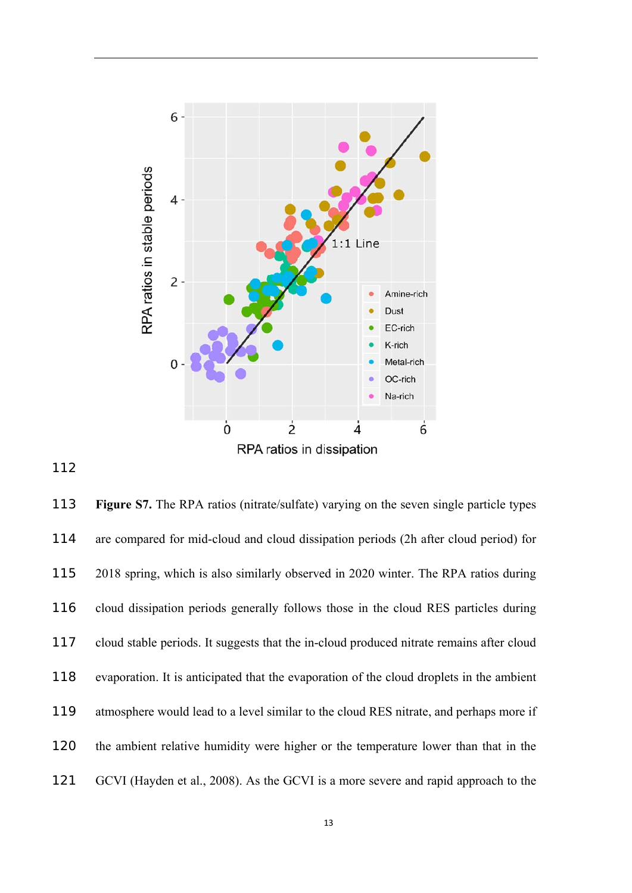Figure S7. The RPA ratios (nitrate/sulfate) varying on the seven single particle types are compared for mid-cloud and cloud dissipation periods (2h after cloud period) for 2018 spring, which is also similarly observed in 2020 winter. The RPA ratios during cloud dissipation periods generally follows those in the cloud RES particles during cloud stable periods. It suggests that the in-cloud produced nitrate remains after cloud evaporation. It is anticipated that the evaporation of the cloud droplets in the ambient atmosphere would lead to a level similar to the cloud RES nitrate, and perhaps more if the ambient relative humidity were higher or the temperature lower than that in the GCVI (Hayden et al., 2008). As the GCVI is a more severe and rapid approach to the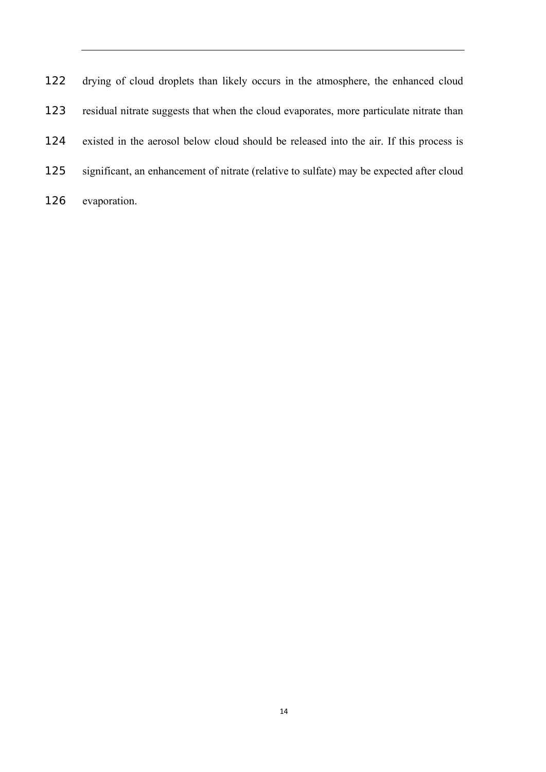drying of cloud droplets than likely occurs in the atmosphere, the enhanced cloud residual nitrate suggests that when the cloud evaporates, more particulate nitrate than existed in the aerosol below cloud should be released into the air. If this process is significant, an enhancement of nitrate (relative to sulfate) may be expected after cloud evaporation.